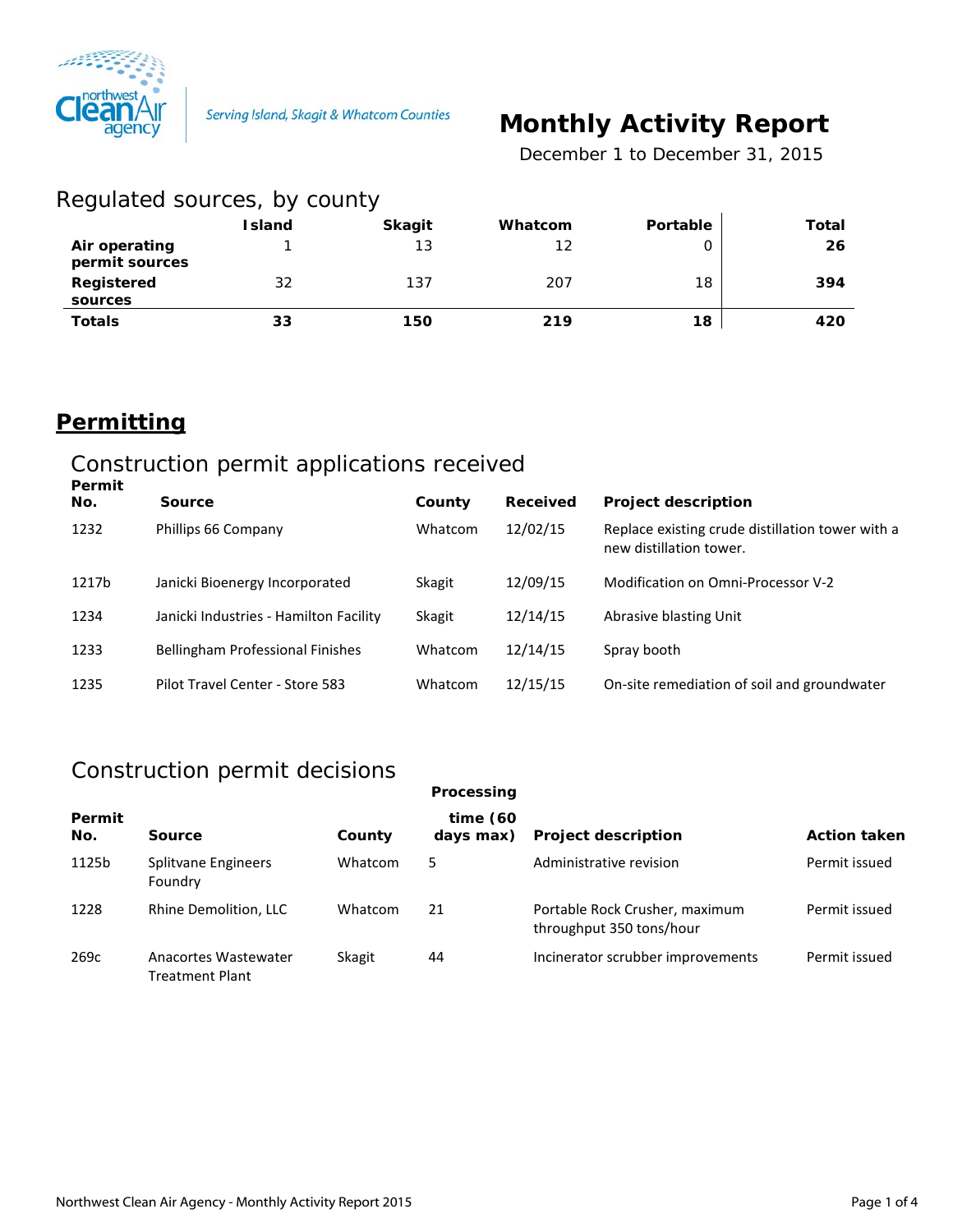Serving Island, Skagit & Whatcom Counties

# Monthly Activity Report

December 1 to December 31, 2015

## Regulated sources, by county

| | Island | Skagit | Whatcom | Portable | Total |
|---|---|---|---|---|---|
| **Air operating permit sources** | 1 | 13 | 12 | 0 | **26** |
| **Registered sources** | 32 | 137 | 207 | 18 | **394** |
| **Totals** | **33** | **150** | **219** | **18** | **420** |

## Permitting

### Construction permit applications received

| Permit No. | Source | County | Received | Project description |
|---|---|---|---|---|
| 1232 | Phillips 66 Company | Whatcom | 12/02/15 | Replace existing crude distillation tower with a new distillation tower. |
| 1217b | Janicki Bioenergy Incorporated | Skagit | 12/09/15 | Modification on Omni-Processor V-2 |
| 1234 | Janicki Industries - Hamilton Facility | Skagit | 12/14/15 | Abrasive blasting Unit |
| 1233 | Bellingham Professional Finishes | Whatcom | 12/14/15 | Spray booth |
| 1235 | Pilot Travel Center - Store 583 | Whatcom | 12/15/15 | On-site remediation of soil and groundwater |

### Construction permit decisions

| Permit No. | Source | County | Processing time (60 days max) | Project description | Action taken |
|---|---|---|---|---|---|
| 1125b | Splitvane Engineers Foundry | Whatcom | 5 | Administrative revision | Permit issued |
| 1228 | Rhine Demolition, LLC | Whatcom | 21 | Portable Rock Crusher, maximum throughput 350 tons/hour | Permit issued |
| 269c | Anacortes Wastewater Treatment Plant | Skagit | 44 | Incinerator scrubber improvements | Permit issued |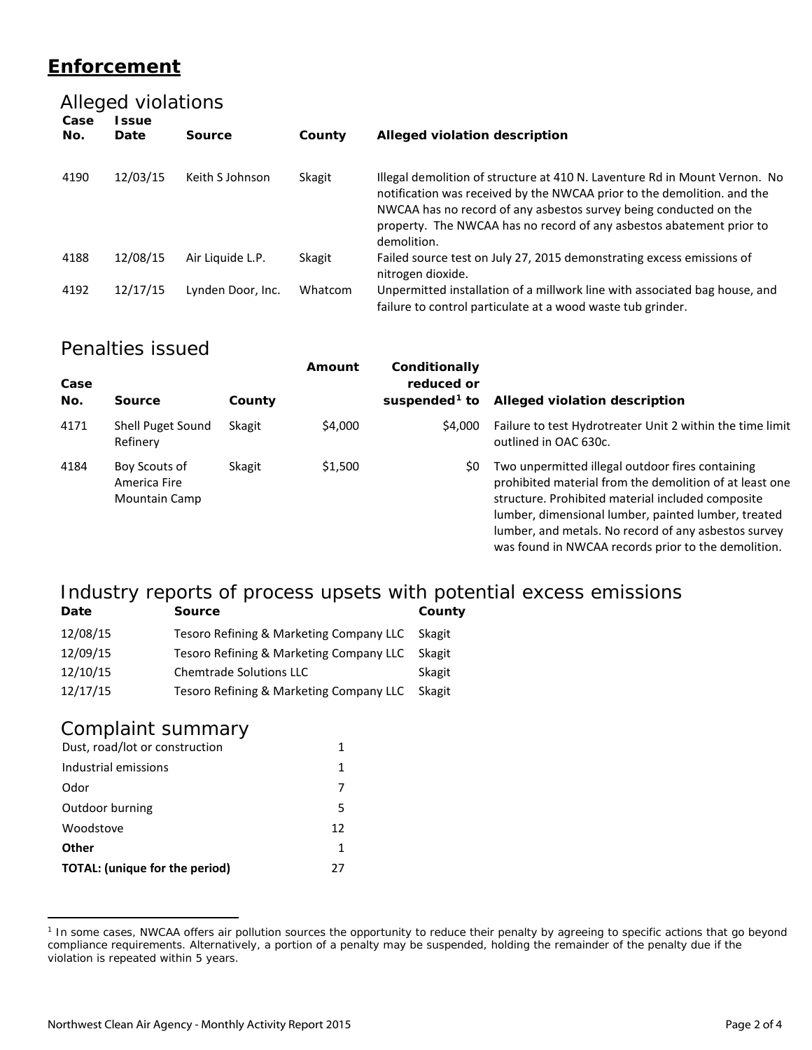# Enforcement

## Alleged violations

| Case No. | Issue Date | Source | County | Alleged violation description |
|---|---|---|---|---|
| 4190 | 12/03/15 | Keith S Johnson | Skagit | Illegal demolition of structure at 410 N. Laventure Rd in Mount Vernon. No notification was received by the NWCAA prior to the demolition. and the NWCAA has no record of any asbestos survey being conducted on the property. The NWCAA has no record of any asbestos abatement prior to demolition. |
| 4188 | 12/08/15 | Air Liquide L.P. | Skagit | Failed source test on July 27, 2015 demonstrating excess emissions of nitrogen dioxide. |
| 4192 | 12/17/15 | Lynden Door, Inc. | Whatcom | Unpermitted installation of a millwork line with associated bag house, and failure to control particulate at a wood waste tub grinder. |

## Penalties issued

| Case No. | Source | County | Amount | Conditionally reduced or suspended[1] to | Alleged violation description |
|---|---|---|---|---|---|
| 4171 | Shell Puget Sound Refinery | Skagit | $4,000 | $4,000 | Failure to test Hydrotreater Unit 2 within the time limit outlined in OAC 630c. |
| 4184 | Boy Scouts of America Fire Mountain Camp | Skagit | $1,500 | $0 | Two unpermitted illegal outdoor fires containing prohibited material from the demolition of at least one structure. Prohibited material included composite lumber, dimensional lumber, painted lumber, treated lumber, and metals. No record of any asbestos survey was found in NWCAA records prior to the demolition. |

## Industry reports of process upsets with potential excess emissions

| Date | Source | County |
|---|---|---|
| 12/08/15 | Tesoro Refining & Marketing Company LLC | Skagit |
| 12/09/15 | Tesoro Refining & Marketing Company LLC | Skagit |
| 12/10/15 | Chemtrade Solutions LLC | Skagit |
| 12/17/15 | Tesoro Refining & Marketing Company LLC | Skagit |

## Complaint summary

| | |
|---|---|
| Dust, road/lot or construction | 1 |
| Industrial emissions | 1 |
| Odor | 7 |
| Outdoor burning | 5 |
| Woodstove | 12 |
| **Other** | 1 |
| **TOTAL: (unique for the period)** | 27 |

[1] In some cases, NWCAA offers air pollution sources the opportunity to reduce their penalty by agreeing to specific actions that go beyond compliance requirements. Alternatively, a portion of a penalty may be suspended, holding the remainder of the penalty due if the violation is repeated within 5 years.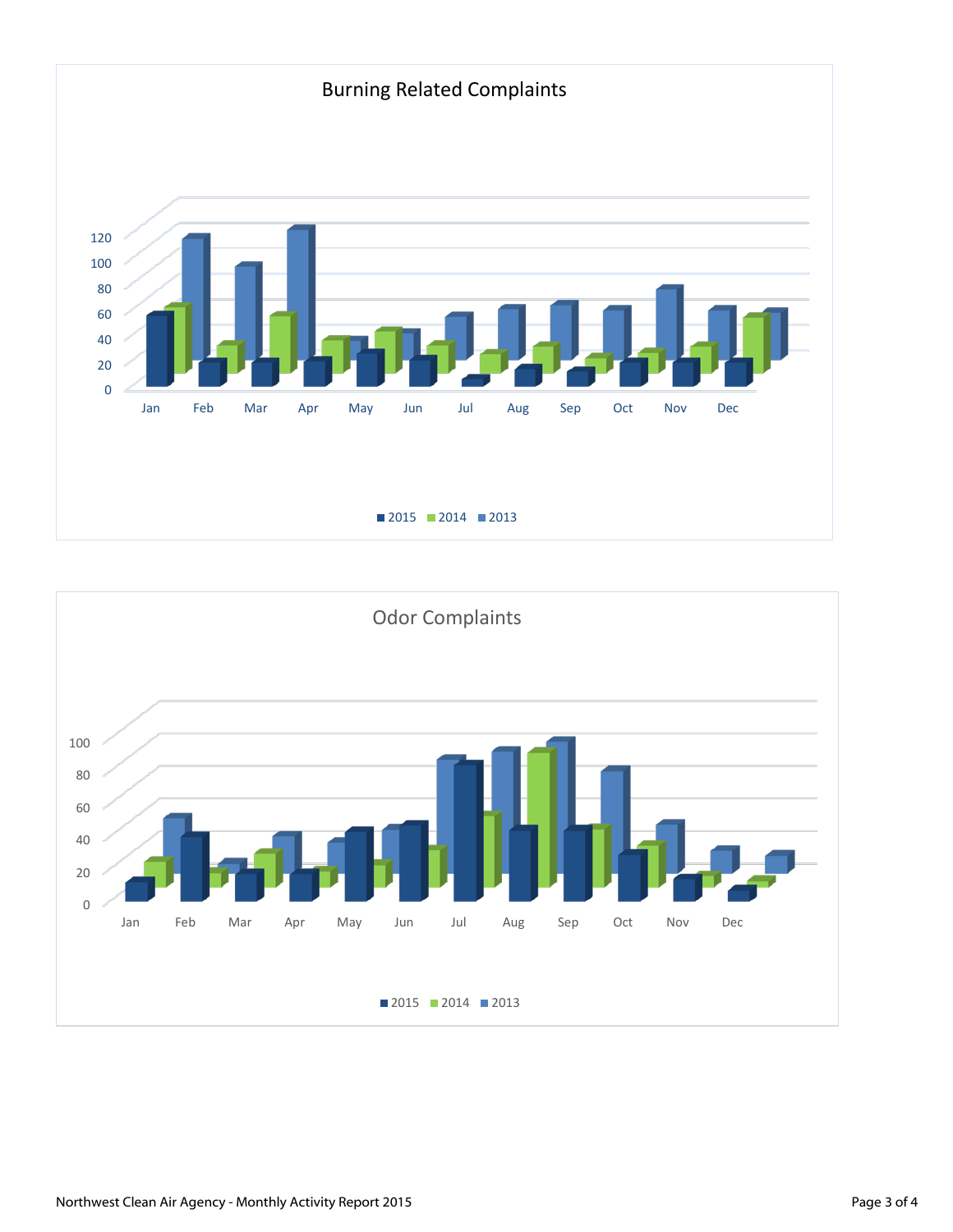Burning Related Complaints

120
100
80
60
40
20
0

Jan Feb Mar Apr May Jun Jul Aug Sep Oct Nov Dec

2015 2014 2013

Odor Complaints

100
80
60
40
20
0

Jan Feb Mar Apr May Jun Jul Aug Sep Oct Nov Dec

2015 2014 2013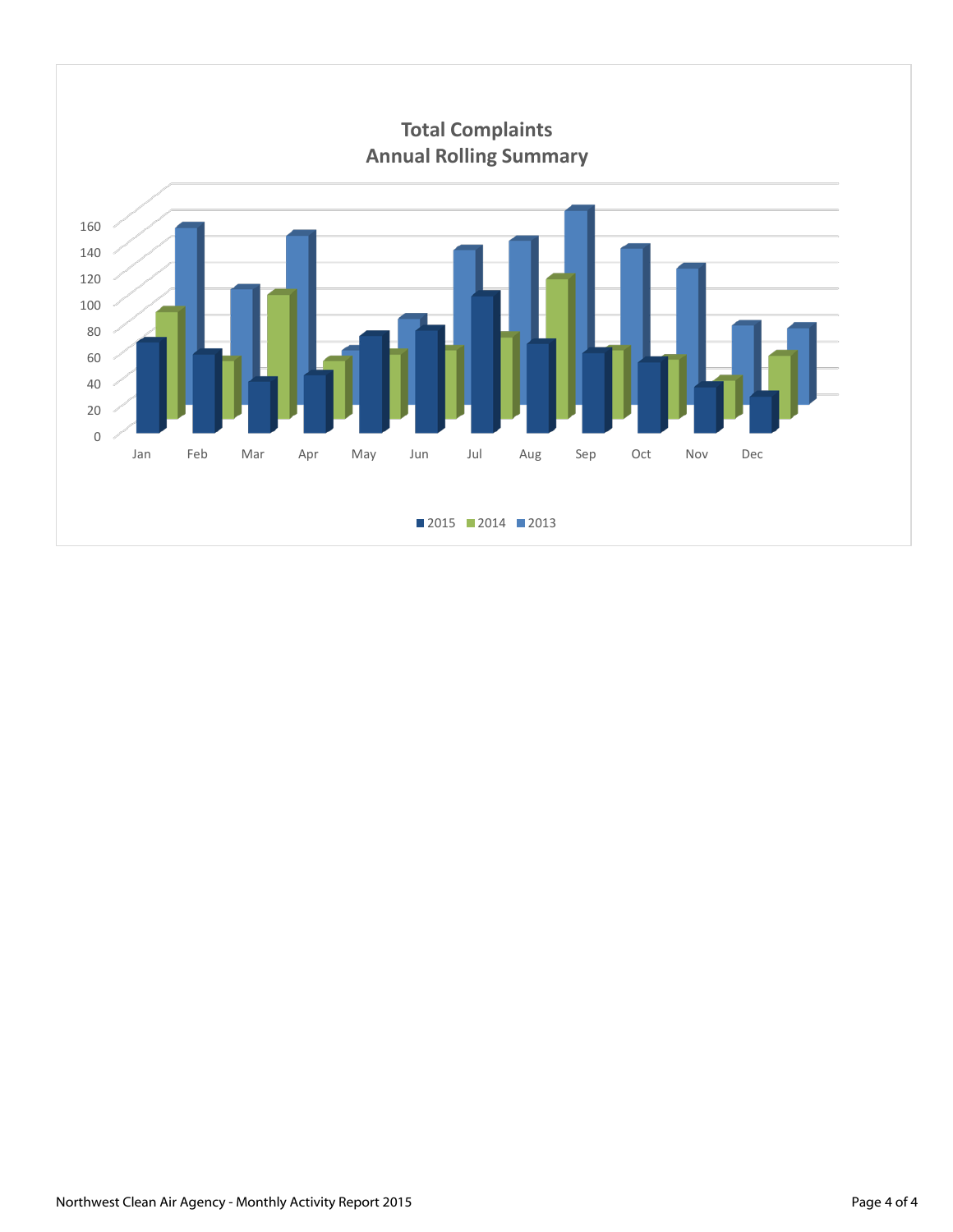Total Complaints
Annual Rolling Summary

160
140
120
100
80
60
40
20
0

Jan Feb Mar Apr May Jun Jul Aug Sep Oct Nov Dec

2015 2014 2013